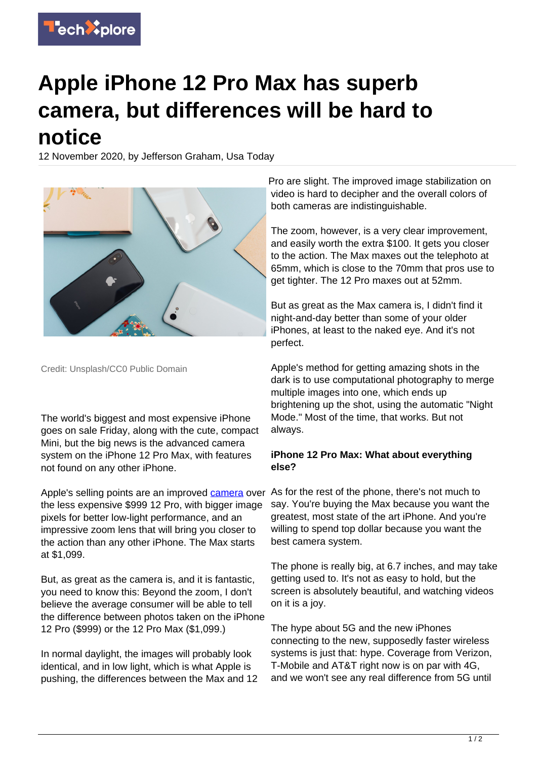# Apple iPhone 12 Pro Max has superb camera, but differences will be hard to notice

12 November 2020, by Jefferson Graham, Usa Today

Credit: Unsplash/CC0 Public Domain

The world's biggest and most expensive iPhone goes on sale Friday, along with the cute, compact Mini, but the big news is the advanced camera system on the iPhone 12 Pro Max, with features not found on any other iPhone.

Apple's selling points are an improved camera over the less expensive $999 12 Pro, with bigger image pixels for better low-light performance, and an impressive zoom lens that will bring you closer to the action than any other iPhone. The Max starts at $1,099.

But, as great as the camera is, and it is fantastic, you need to know this: Beyond the zoom, I don't believe the average consumer will be able to tell the difference between photos taken on the iPhone 12 Pro ($999) or the 12 Pro Max ($1,099.)

In normal daylight, the images will probably look identical, and in low light, which is what Apple is pushing, the differences between the Max and 12 Pro are slight. The improved image stabilization on video is hard to decipher and the overall colors of both cameras are indistinguishable.

The zoom, however, is a very clear improvement, and easily worth the extra $100. It gets you closer to the action. The Max maxes out the telephoto at 65mm, which is close to the 70mm that pros use to get tighter. The 12 Pro maxes out at 52mm.

But as great as the Max camera is, I didn't find it night-and-day better than some of your older iPhones, at least to the naked eye. And it's not perfect.

Apple's method for getting amazing shots in the dark is to use computational photography to merge multiple images into one, which ends up brightening up the shot, using the automatic "Night Mode." Most of the time, that works. But not always.

**iPhone 12 Pro Max: What about everything else?**

As for the rest of the phone, there's not much to say. You're buying the Max because you want the greatest, most state of the art iPhone. And you're willing to spend top dollar because you want the best camera system.

The phone is really big, at 6.7 inches, and may take getting used to. It's not as easy to hold, but the screen is absolutely beautiful, and watching videos on it is a joy.

The hype about 5G and the new iPhones connecting to the new, supposedly faster wireless systems is just that: hype. Coverage from Verizon, T-Mobile and AT&T right now is on par with 4G, and we won't see any real difference from 5G until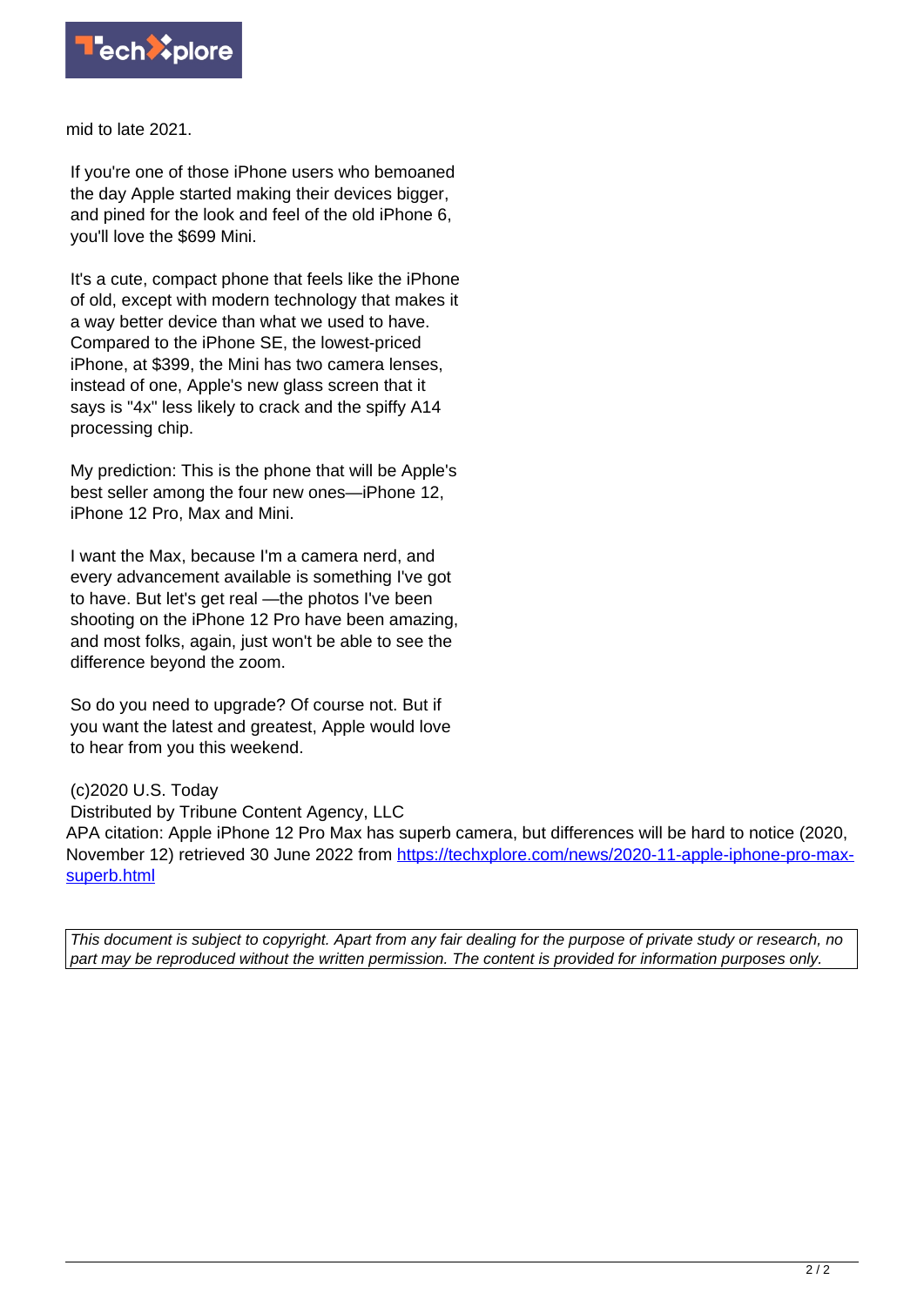mid to late 2021.

If you're one of those iPhone users who bemoaned the day Apple started making their devices bigger, and pined for the look and feel of the old iPhone 6, you'll love the $699 Mini.

It's a cute, compact phone that feels like the iPhone of old, except with modern technology that makes it a way better device than what we used to have. Compared to the iPhone SE, the lowest-priced iPhone, at $399, the Mini has two camera lenses, instead of one, Apple's new glass screen that it says is "4x" less likely to crack and the spiffy A14 processing chip.

My prediction: This is the phone that will be Apple's best seller among the four new ones—iPhone 12, iPhone 12 Pro, Max and Mini.

I want the Max, because I'm a camera nerd, and every advancement available is something I've got to have. But let's get real —the photos I've been shooting on the iPhone 12 Pro have been amazing, and most folks, again, just won't be able to see the difference beyond the zoom.

So do you need to upgrade? Of course not. But if you want the latest and greatest, Apple would love to hear from you this weekend.

(c)2020 U.S. Today
Distributed by Tribune Content Agency, LLC

APA citation: Apple iPhone 12 Pro Max has superb camera, but differences will be hard to notice (2020, November 12) retrieved 30 June 2022 from https://techxplore.com/news/2020-11-apple-iphone-pro-max-superb.html

*This document is subject to copyright. Apart from any fair dealing for the purpose of private study or research, no part may be reproduced without the written permission. The content is provided for information purposes only.*